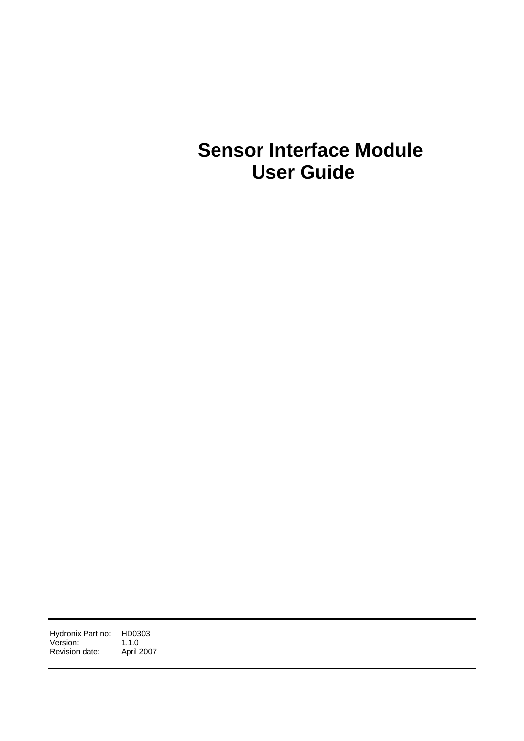# Sensor Interface Module User Guide

| | |
|---|---|
| Hydronix Part no: | HD0303 |
| Version: | 1.1.0 |
| Revision date: | April 2007 |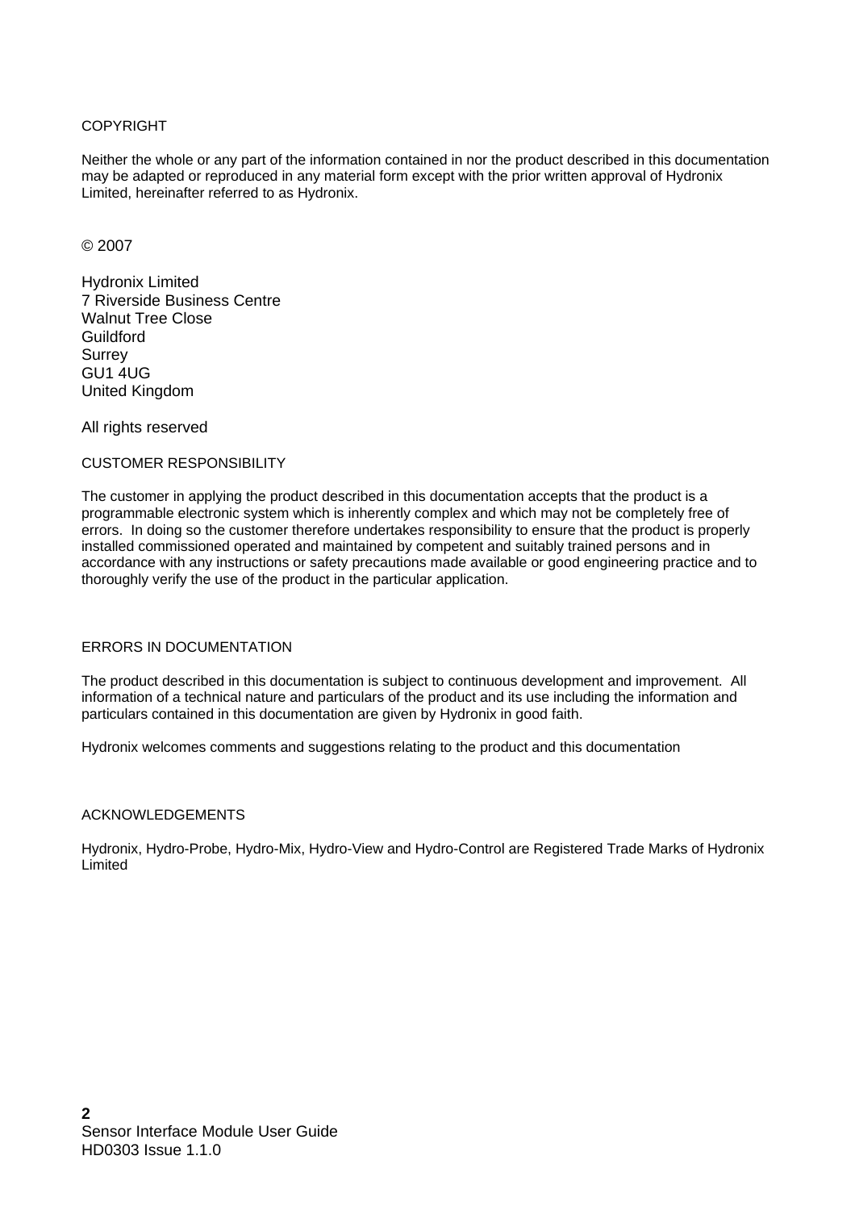COPYRIGHT

Neither the whole or any part of the information contained in nor the product described in this documentation may be adapted or reproduced in any material form except with the prior written approval of Hydronix Limited, hereinafter referred to as Hydronix.

© 2007

Hydronix Limited
7 Riverside Business Centre
Walnut Tree Close
Guildford
Surrey
GU1 4UG
United Kingdom

All rights reserved

CUSTOMER RESPONSIBILITY

The customer in applying the product described in this documentation accepts that the product is a programmable electronic system which is inherently complex and which may not be completely free of errors. In doing so the customer therefore undertakes responsibility to ensure that the product is properly installed commissioned operated and maintained by competent and suitably trained persons and in accordance with any instructions or safety precautions made available or good engineering practice and to thoroughly verify the use of the product in the particular application.

ERRORS IN DOCUMENTATION

The product described in this documentation is subject to continuous development and improvement. All information of a technical nature and particulars of the product and its use including the information and particulars contained in this documentation are given by Hydronix in good faith.

Hydronix welcomes comments and suggestions relating to the product and this documentation

ACKNOWLEDGEMENTS

Hydronix, Hydro-Probe, Hydro-Mix, Hydro-View and Hydro-Control are Registered Trade Marks of Hydronix Limited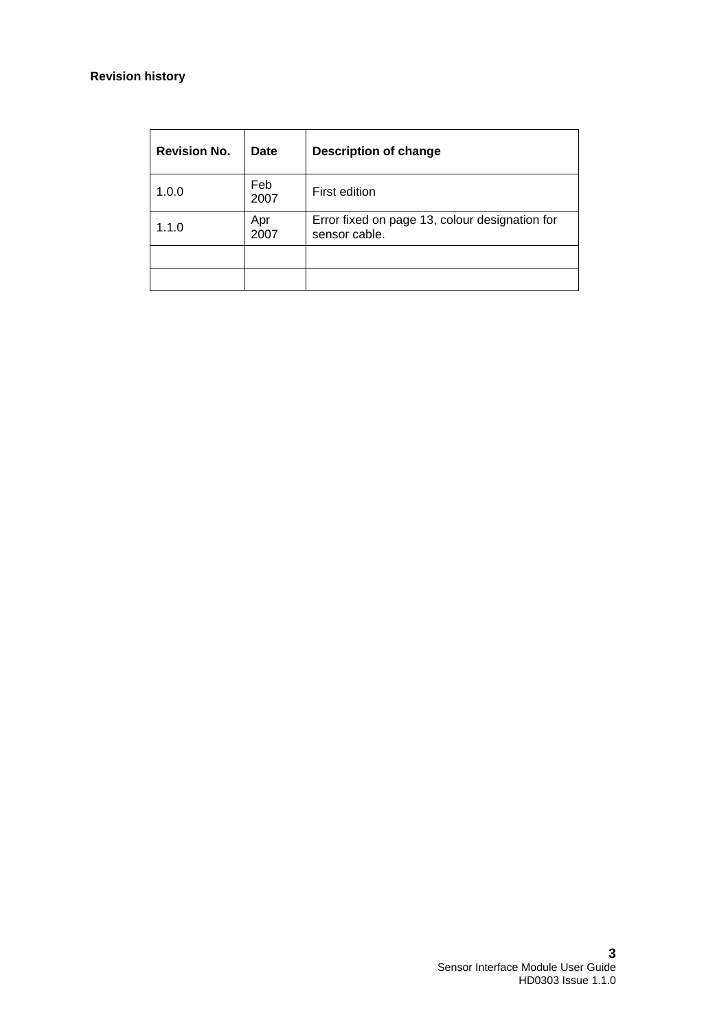**Revision history**

| Revision No. | Date | Description of change |
|---|---|---|
| 1.0.0 | Feb 2007 | First edition |
| 1.1.0 | Apr 2007 | Error fixed on page 13, colour designation for sensor cable. |
| | | |
| | | |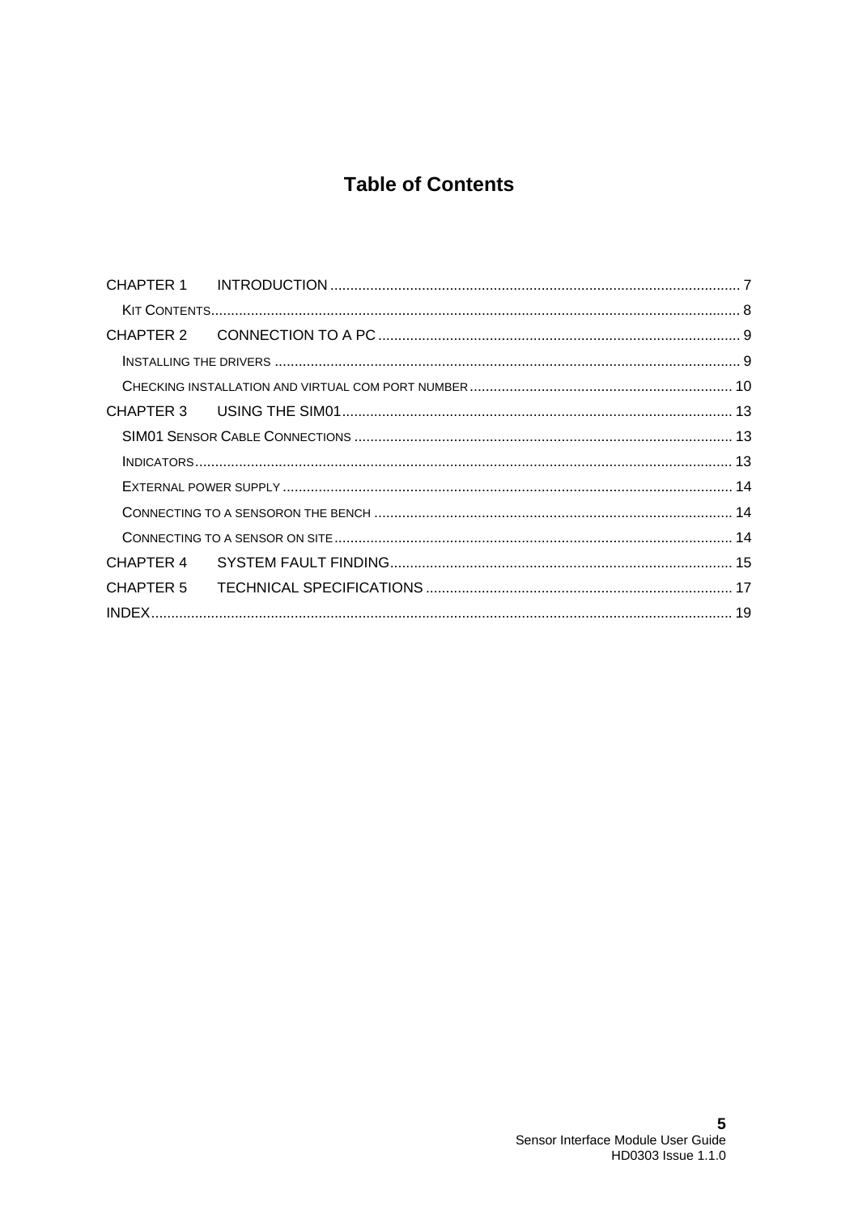# Table of Contents

CHAPTER 1 INTRODUCTION ........................................................................................................ 7

KIT CONTENTS..................................................................................................................................... 8

CHAPTER 2 CONNECTION TO A PC ........................................................................................... 9

INSTALLING THE DRIVERS ..................................................................................................................... 9

CHECKING INSTALLATION AND VIRTUAL COM PORT NUMBER ................................................................. 10

CHAPTER 3 USING THE SIM01 ................................................................................................. 13

SIM01 SENSOR CABLE CONNECTIONS ............................................................................................... 13

INDICATORS........................................................................................................................................ 13

EXTERNAL POWER SUPPLY ................................................................................................................. 14

CONNECTING TO A SENSORON THE BENCH .......................................................................................... 14

CONNECTING TO A SENSOR ON SITE .................................................................................................... 14

CHAPTER 4 SYSTEM FAULT FINDING ...................................................................................... 15

CHAPTER 5 TECHNICAL SPECIFICATIONS ............................................................................. 17

INDEX.................................................................................................................................................. 19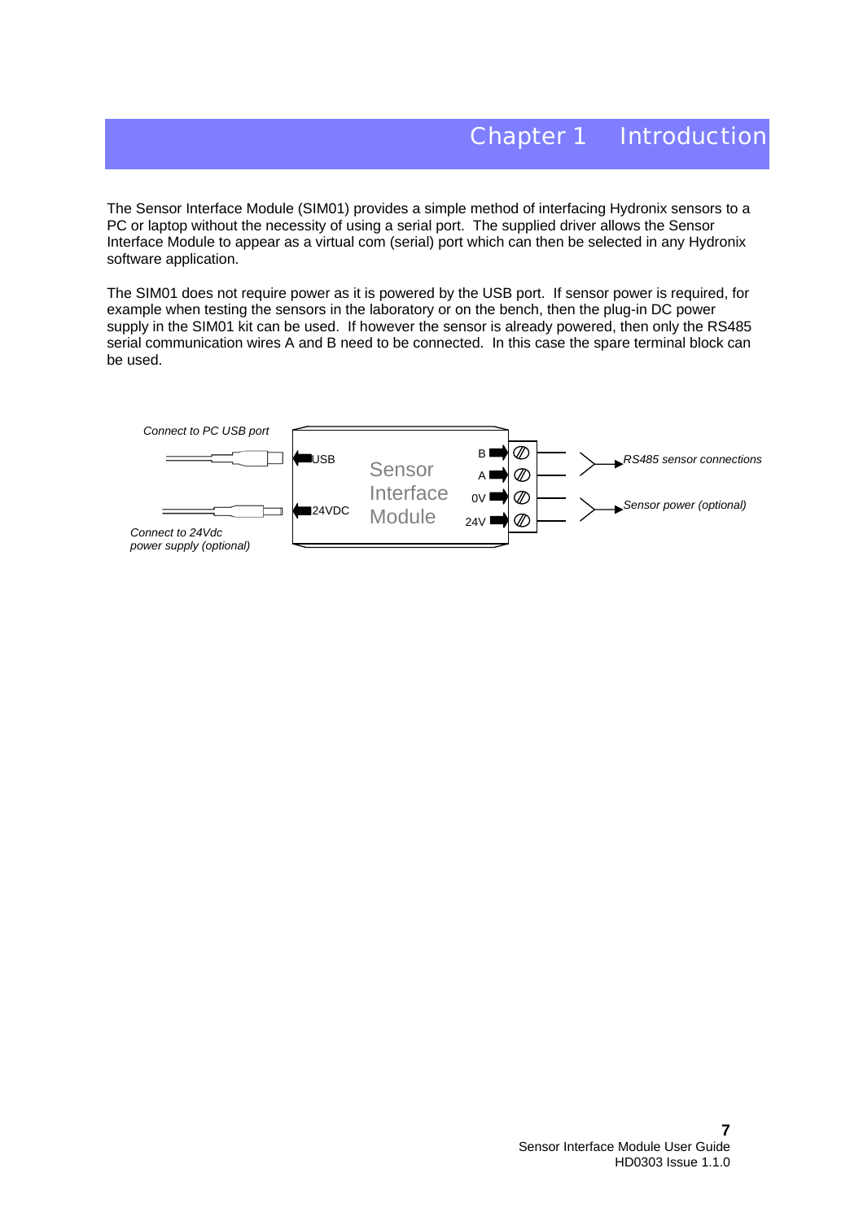# Chapter 1 Introduction

The Sensor Interface Module (SIM01) provides a simple method of interfacing Hydronix sensors to a PC or laptop without the necessity of using a serial port. The supplied driver allows the Sensor Interface Module to appear as a virtual com (serial) port which can then be selected in any Hydronix software application.

The SIM01 does not require power as it is powered by the USB port. If sensor power is required, for example when testing the sensors in the laboratory or on the bench, then the plug-in DC power supply in the SIM01 kit can be used. If however the sensor is already powered, then only the RS485 serial communication wires A and B need to be connected. In this case the spare terminal block can be used.

*Connect to PC USB port*

USB

24VDC

*Connect to 24Vdc power supply (optional)*

Sensor Interface Module

B
A
0V
24V

*RS485 sensor connections*

*Sensor power (optional)*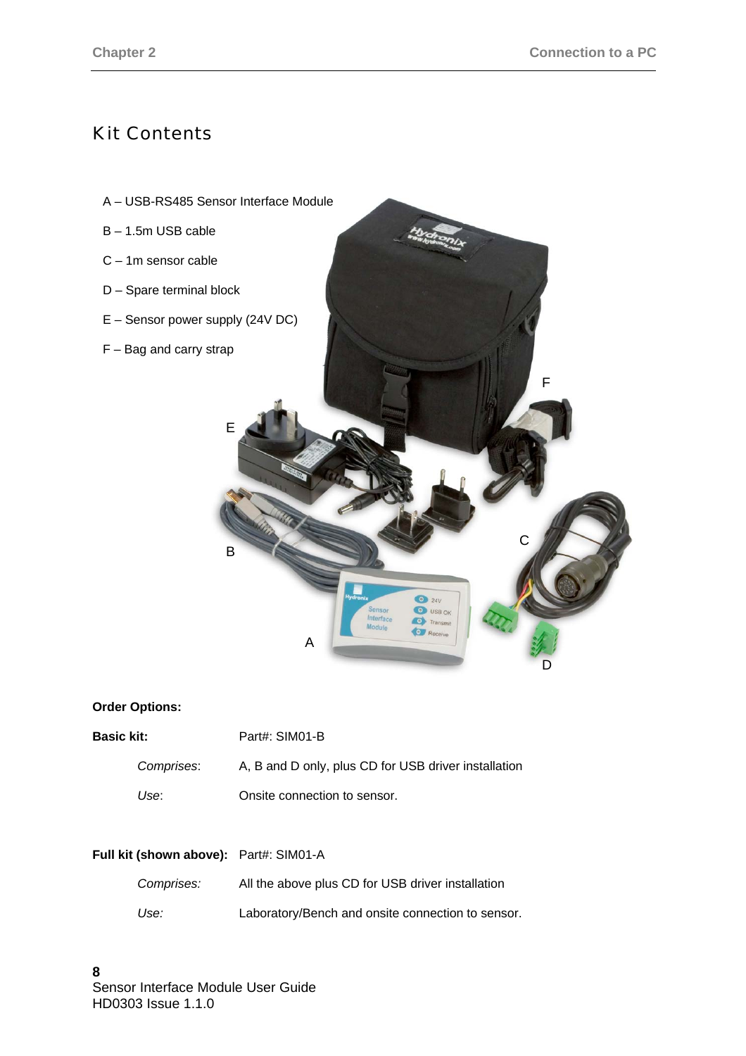## Kit Contents

A – USB-RS485 Sensor Interface Module

B – 1.5m USB cable

C – 1m sensor cable

D – Spare terminal block

E – Sensor power supply (24V DC)

F – Bag and carry strap

**Order Options:**

**Basic kit:** Part#: SIM01-B

*Comprises*: A, B and D only, plus CD for USB driver installation

*Use*: Onsite connection to sensor.

**Full kit (shown above):** Part#: SIM01-A

*Comprises:* All the above plus CD for USB driver installation

*Use:* Laboratory/Bench and onsite connection to sensor.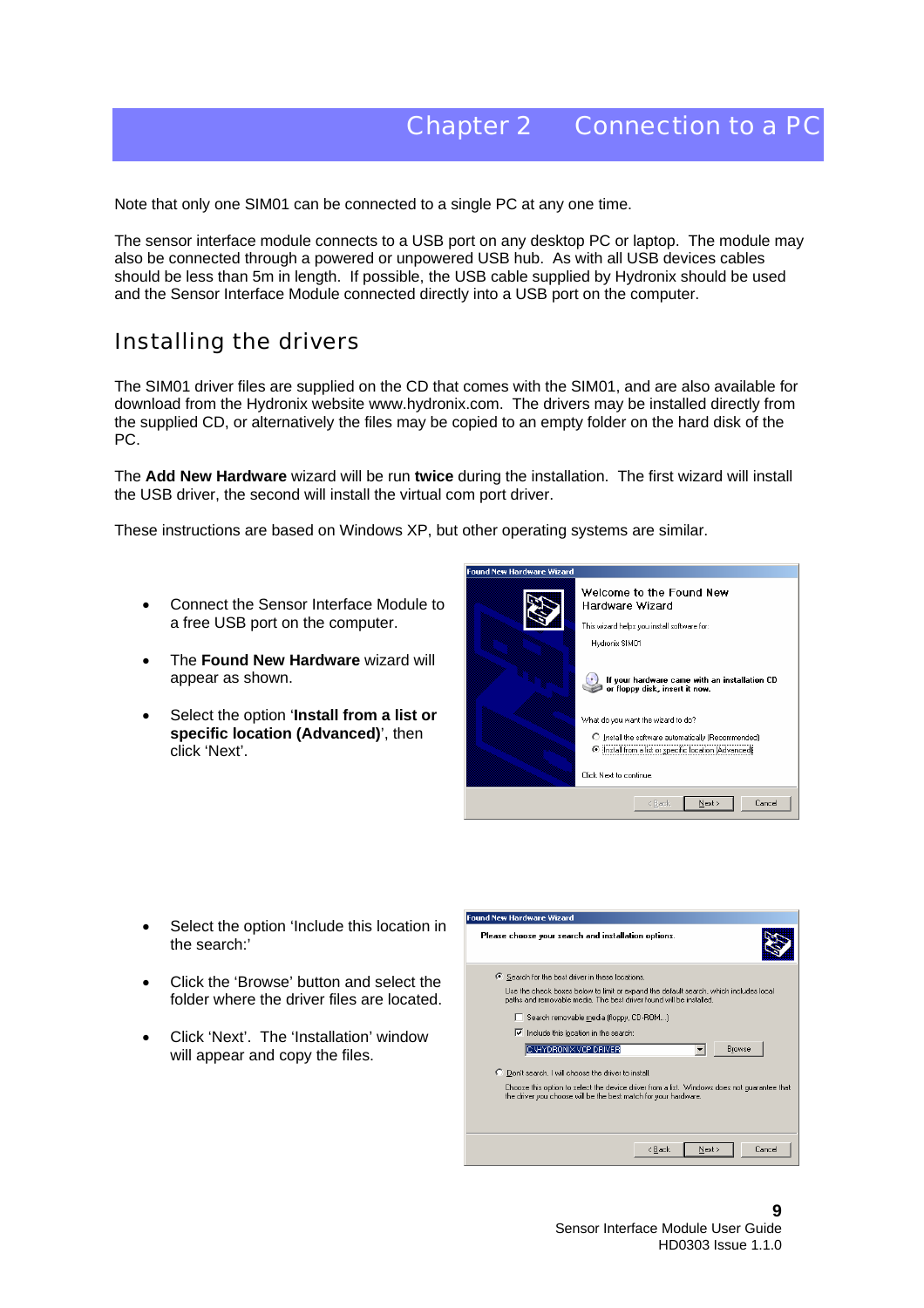# Chapter 2 Connection to a PC

Note that only one SIM01 can be connected to a single PC at any one time.

The sensor interface module connects to a USB port on any desktop PC or laptop. The module may also be connected through a powered or unpowered USB hub. As with all USB devices cables should be less than 5m in length. If possible, the USB cable supplied by Hydronix should be used and the Sensor Interface Module connected directly into a USB port on the computer.

## Installing the drivers

The SIM01 driver files are supplied on the CD that comes with the SIM01, and are also available for download from the Hydronix website www.hydronix.com. The drivers may be installed directly from the supplied CD, or alternatively the files may be copied to an empty folder on the hard disk of the PC.

The **Add New Hardware** wizard will be run **twice** during the installation. The first wizard will install the USB driver, the second will install the virtual com port driver.

These instructions are based on Windows XP, but other operating systems are similar.

- Connect the Sensor Interface Module to a free USB port on the computer.
- The **Found New Hardware** wizard will appear as shown.
- Select the option '**Install from a list or specific location (Advanced)**', then click 'Next'.

- Select the option 'Include this location in the search:'
- Click the 'Browse' button and select the folder where the driver files are located.
- Click 'Next'. The 'Installation' window will appear and copy the files.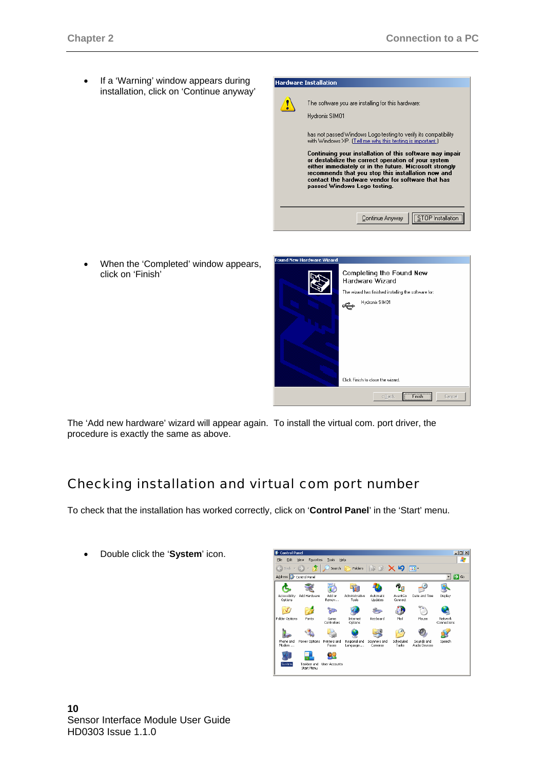- If a 'Warning' window appears during installation, click on 'Continue anyway'

- When the 'Completed' window appears, click on 'Finish'

The 'Add new hardware' wizard will appear again. To install the virtual com. port driver, the procedure is exactly the same as above.

## Checking installation and virtual com port number

To check that the installation has worked correctly, click on '**Control Panel**' in the 'Start' menu.

- Double click the '**System**' icon.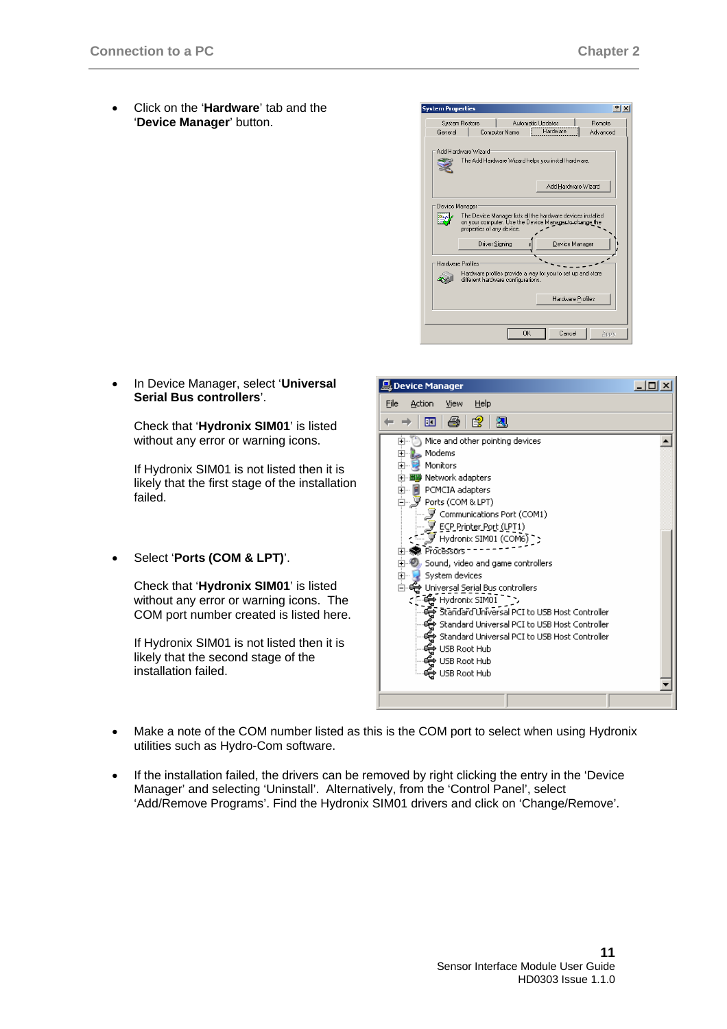- Click on the '**Hardware**' tab and the '**Device Manager**' button.

- In Device Manager, select '**Universal Serial Bus controllers**'.

  Check that '**Hydronix SIM01**' is listed without any error or warning icons.

  If Hydronix SIM01 is not listed then it is likely that the first stage of the installation failed.

- Select '**Ports (COM & LPT)**'.

  Check that '**Hydronix SIM01**' is listed without any error or warning icons. The COM port number created is listed here.

  If Hydronix SIM01 is not listed then it is likely that the second stage of the installation failed.

- Make a note of the COM number listed as this is the COM port to select when using Hydronix utilities such as Hydro-Com software.

- If the installation failed, the drivers can be removed by right clicking the entry in the 'Device Manager' and selecting 'Uninstall'. Alternatively, from the 'Control Panel', select 'Add/Remove Programs'. Find the Hydronix SIM01 drivers and click on 'Change/Remove'.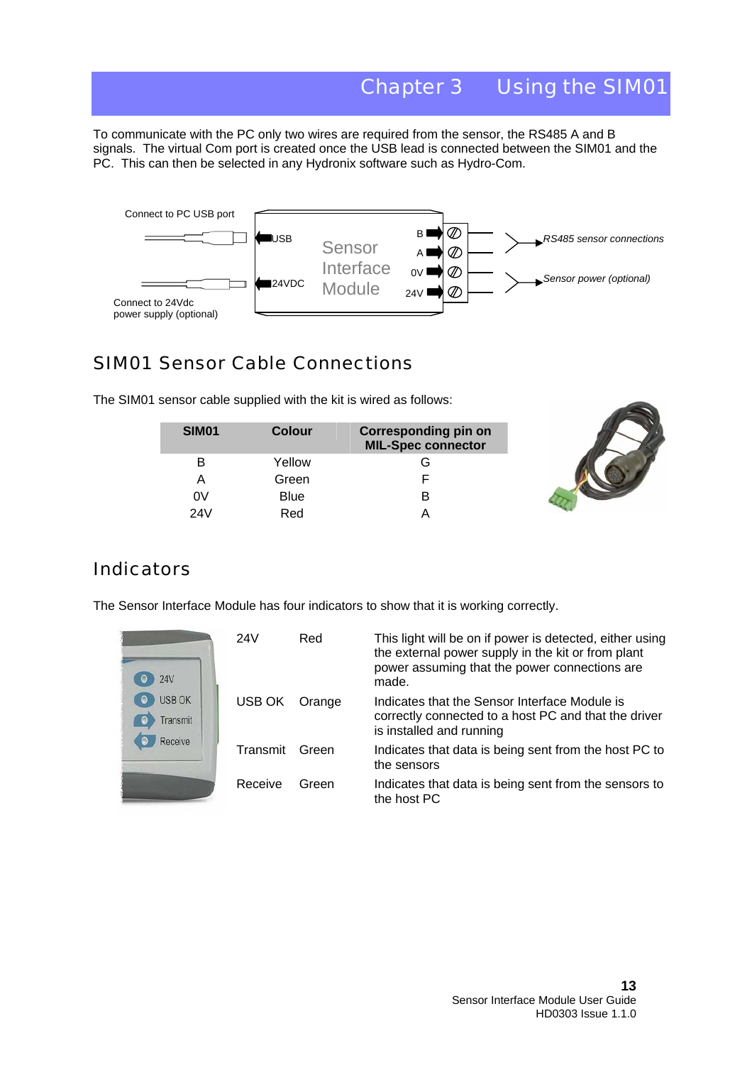# Chapter 3 Using the SIM01

To communicate with the PC only two wires are required from the sensor, the RS485 A and B signals. The virtual Com port is created once the USB lead is connected between the SIM01 and the PC. This can then be selected in any Hydronix software such as Hydro-Com.

Connect to PC USB port

USB

24VDC

Sensor Interface Module

B

A

0V

24V

*RS485 sensor connections*

*Sensor power (optional)*

Connect to 24Vdc power supply (optional)

## SIM01 Sensor Cable Connections

The SIM01 sensor cable supplied with the kit is wired as follows:

| SIM01 | Colour | Corresponding pin on MIL-Spec connector |
|---|---|---|
| B | Yellow | G |
| A | Green | F |
| 0V | Blue | B |
| 24V | Red | A |

## Indicators

The Sensor Interface Module has four indicators to show that it is working correctly.

| | | |
|---|---|---|
| 24V | Red | This light will be on if power is detected, either using the external power supply in the kit or from plant power assuming that the power connections are made. |
| USB OK | Orange | Indicates that the Sensor Interface Module is correctly connected to a host PC and that the driver is installed and running |
| Transmit | Green | Indicates that data is being sent from the host PC to the sensors |
| Receive | Green | Indicates that data is being sent from the sensors to the host PC |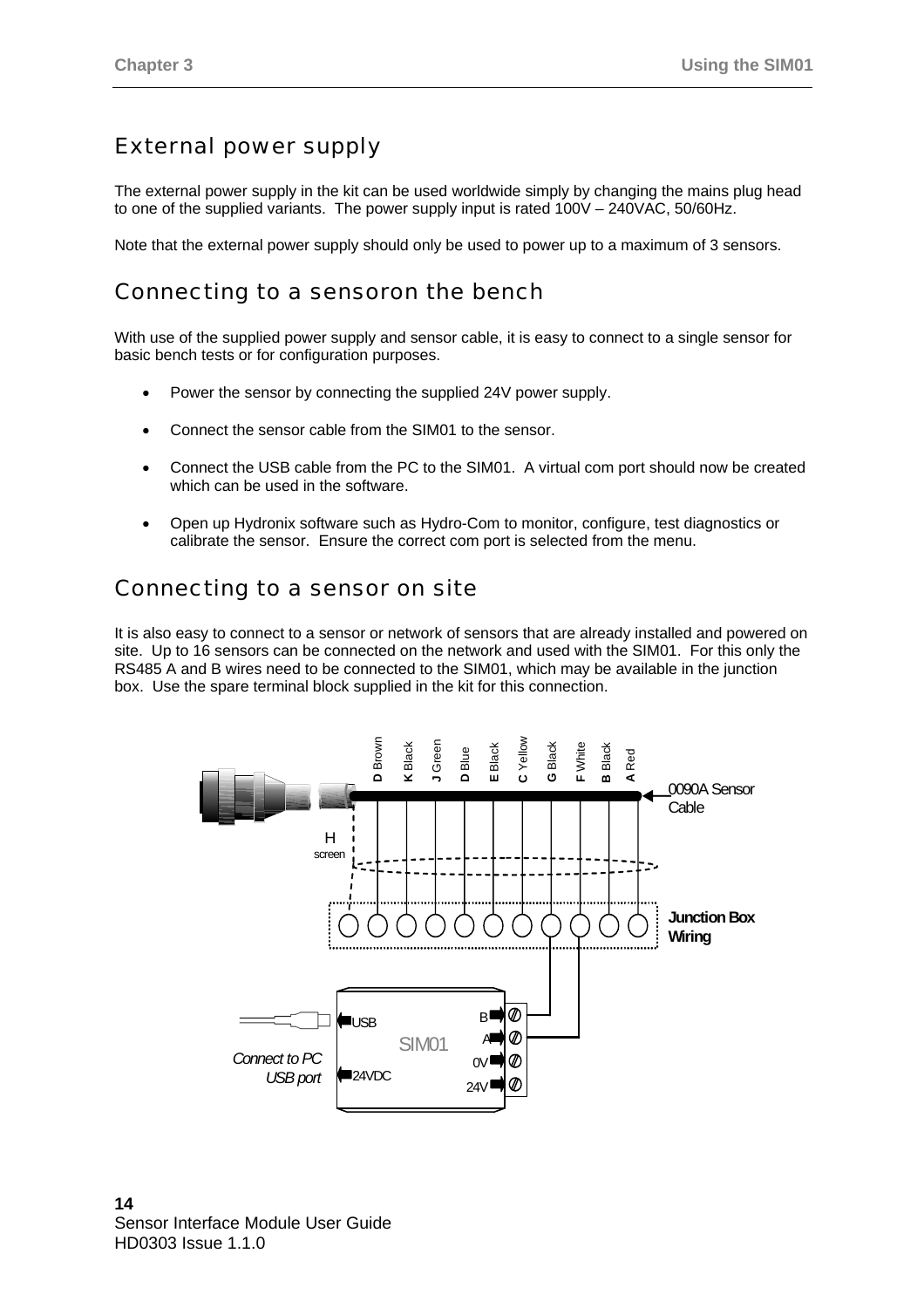## External power supply

The external power supply in the kit can be used worldwide simply by changing the mains plug head to one of the supplied variants. The power supply input is rated 100V – 240VAC, 50/60Hz.

Note that the external power supply should only be used to power up to a maximum of 3 sensors.

## Connecting to a sensoron the bench

With use of the supplied power supply and sensor cable, it is easy to connect to a single sensor for basic bench tests or for configuration purposes.

- Power the sensor by connecting the supplied 24V power supply.
- Connect the sensor cable from the SIM01 to the sensor.
- Connect the USB cable from the PC to the SIM01. A virtual com port should now be created which can be used in the software.
- Open up Hydronix software such as Hydro-Com to monitor, configure, test diagnostics or calibrate the sensor. Ensure the correct com port is selected from the menu.

## Connecting to a sensor on site

It is also easy to connect to a sensor or network of sensors that are already installed and powered on site. Up to 16 sensors can be connected on the network and used with the SIM01. For this only the RS485 A and B wires need to be connected to the SIM01, which may be available in the junction box. Use the spare terminal block supplied in the kit for this connection.

D Brown K Black J Green D Blue E Black C Yellow G Black F White B Black A Red

0090A Sensor Cable

H screen

Junction Box Wiring

USB SIM01 24VDC B A 0V 24V

Connect to PC USB port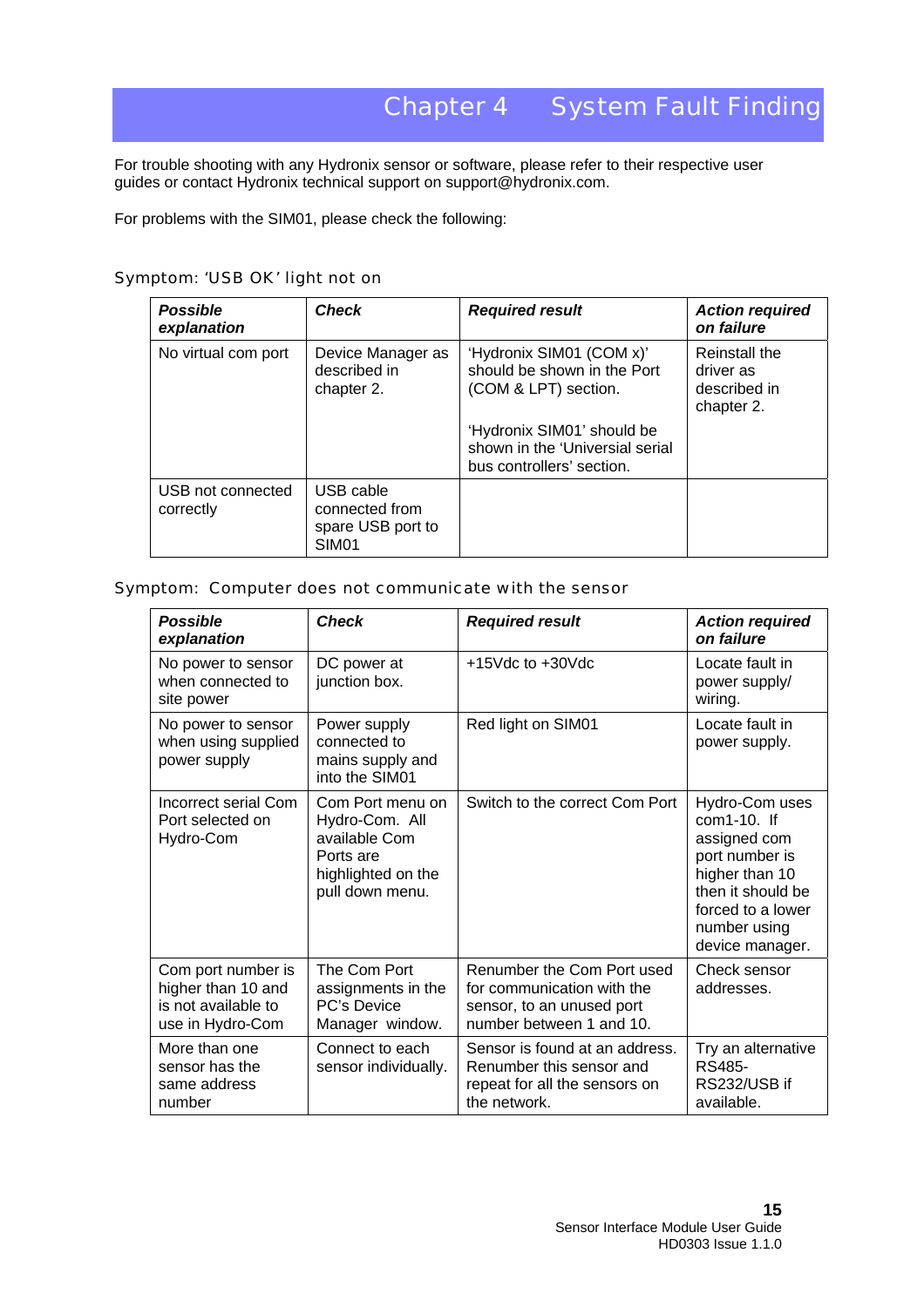# Chapter 4 System Fault Finding

For trouble shooting with any Hydronix sensor or software, please refer to their respective user guides or contact Hydronix technical support on support@hydronix.com.

For problems with the SIM01, please check the following:

### Symptom: 'USB OK' light not on

| *Possible explanation* | *Check* | *Required result* | *Action required on failure* |
|---|---|---|---|
| No virtual com port | Device Manager as described in chapter 2. | 'Hydronix SIM01 (COM x)' should be shown in the Port (COM & LPT) section.<br><br>'Hydronix SIM01' should be shown in the 'Universial serial bus controllers' section. | Reinstall the driver as described in chapter 2. |
| USB not connected correctly | USB cable connected from spare USB port to SIM01 | | |

### Symptom: Computer does not communicate with the sensor

| *Possible explanation* | *Check* | *Required result* | *Action required on failure* |
|---|---|---|---|
| No power to sensor when connected to site power | DC power at junction box. | +15Vdc to +30Vdc | Locate fault in power supply/ wiring. |
| No power to sensor when using supplied power supply | Power supply connected to mains supply and into the SIM01 | Red light on SIM01 | Locate fault in power supply. |
| Incorrect serial Com Port selected on Hydro-Com | Com Port menu on Hydro-Com. All available Com Ports are highlighted on the pull down menu. | Switch to the correct Com Port | Hydro-Com uses com1-10. If assigned com port number is higher than 10 then it should be forced to a lower number using device manager. |
| Com port number is higher than 10 and is not available to use in Hydro-Com | The Com Port assignments in the PC's Device Manager window. | Renumber the Com Port used for communication with the sensor, to an unused port number between 1 and 10. | Check sensor addresses. |
| More than one sensor has the same address number | Connect to each sensor individually. | Sensor is found at an address. Renumber this sensor and repeat for all the sensors on the network. | Try an alternative RS485-RS232/USB if available. |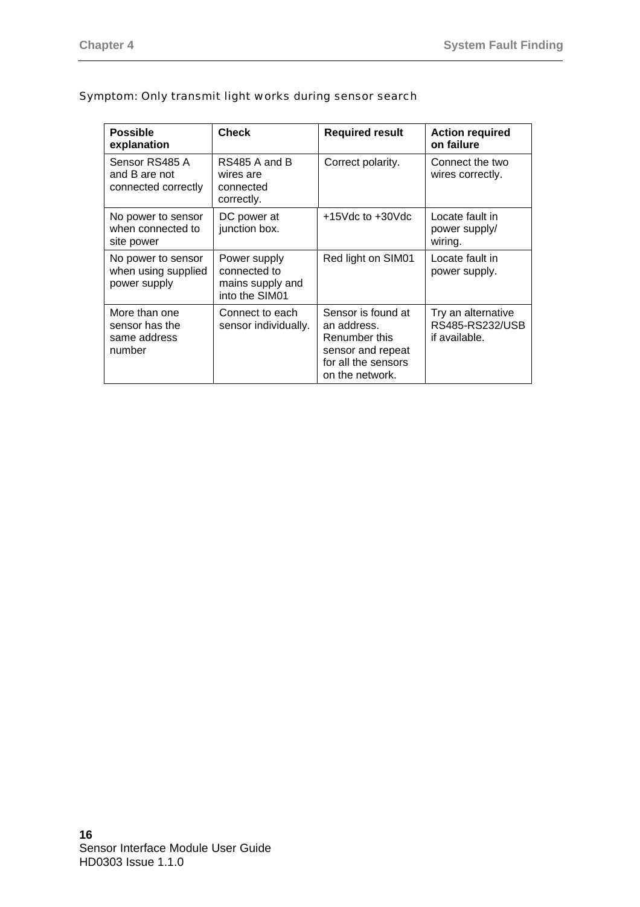Symptom: Only transmit light works during sensor search

| Possible explanation | Check | Required result | Action required on failure |
|---|---|---|---|
| Sensor RS485 A and B are not connected correctly | RS485 A and B wires are connected correctly. | Correct polarity. | Connect the two wires correctly. |
| No power to sensor when connected to site power | DC power at junction box. | +15Vdc to +30Vdc | Locate fault in power supply/ wiring. |
| No power to sensor when using supplied power supply | Power supply connected to mains supply and into the SIM01 | Red light on SIM01 | Locate fault in power supply. |
| More than one sensor has the same address number | Connect to each sensor individually. | Sensor is found at an address. Renumber this sensor and repeat for all the sensors on the network. | Try an alternative RS485-RS232/USB if available. |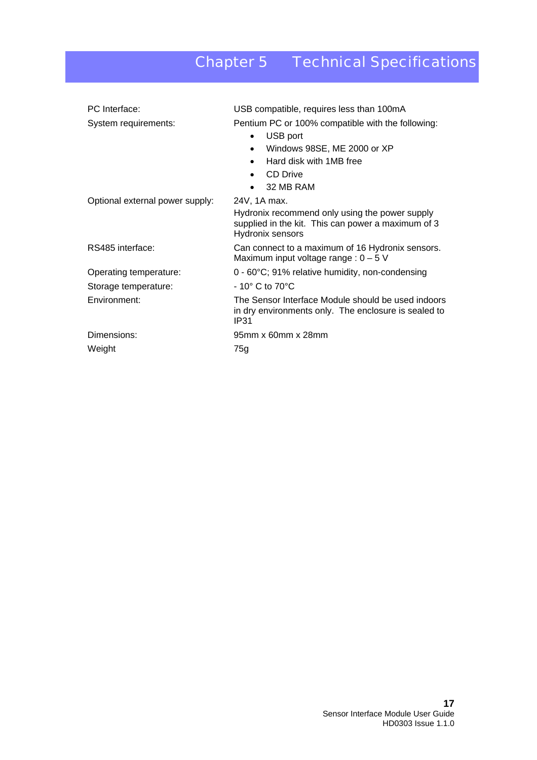# Chapter 5 Technical Specifications

| | |
|---|---|
| PC Interface: | USB compatible, requires less than 100mA |
| System requirements: | Pentium PC or 100% compatible with the following:<br>• USB port<br>• Windows 98SE, ME 2000 or XP<br>• Hard disk with 1MB free<br>• CD Drive<br>• 32 MB RAM |
| Optional external power supply: | 24V, 1A max.<br>Hydronix recommend only using the power supply supplied in the kit. This can power a maximum of 3 Hydronix sensors |
| RS485 interface: | Can connect to a maximum of 16 Hydronix sensors.<br>Maximum input voltage range : 0 – 5 V |
| Operating temperature: | 0 - 60°C; 91% relative humidity, non-condensing |
| Storage temperature: | - 10° C to 70°C |
| Environment: | The Sensor Interface Module should be used indoors in dry environments only. The enclosure is sealed to IP31 |
| Dimensions: | 95mm x 60mm x 28mm |
| Weight | 75g |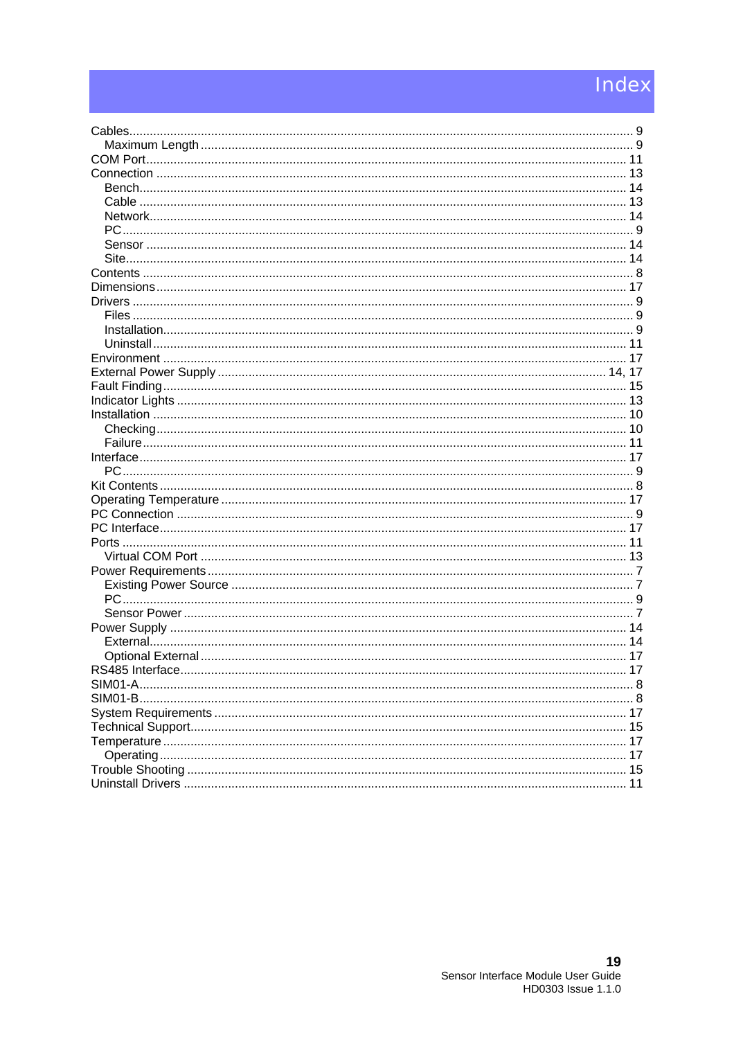# Index

Cables ........ 9
- Maximum Length ........ 9

COM Port ........ 11

Connection ........ 13
- Bench ........ 14
- Cable ........ 13
- Network ........ 14
- PC ........ 9
- Sensor ........ 14
- Site ........ 14

Contents ........ 8

Dimensions ........ 17

Drivers ........ 9
- Files ........ 9
- Installation ........ 9
- Uninstall ........ 11

Environment ........ 17

External Power Supply ........ 14, 17

Fault Finding ........ 15

Indicator Lights ........ 13

Installation ........ 10
- Checking ........ 10
- Failure ........ 11

Interface ........ 17
- PC ........ 9

Kit Contents ........ 8

Operating Temperature ........ 17

PC Connection ........ 9

PC Interface ........ 17

Ports ........ 11
- Virtual COM Port ........ 13

Power Requirements ........ 7
- Existing Power Source ........ 7
- PC ........ 9
- Sensor Power ........ 7

Power Supply ........ 14
- External ........ 14
- Optional External ........ 17

RS485 Interface ........ 17

SIM01-A ........ 8

SIM01-B ........ 8

System Requirements ........ 17

Technical Support ........ 15

Temperature ........ 17
- Operating ........ 17

Trouble Shooting ........ 15

Uninstall Drivers ........ 11